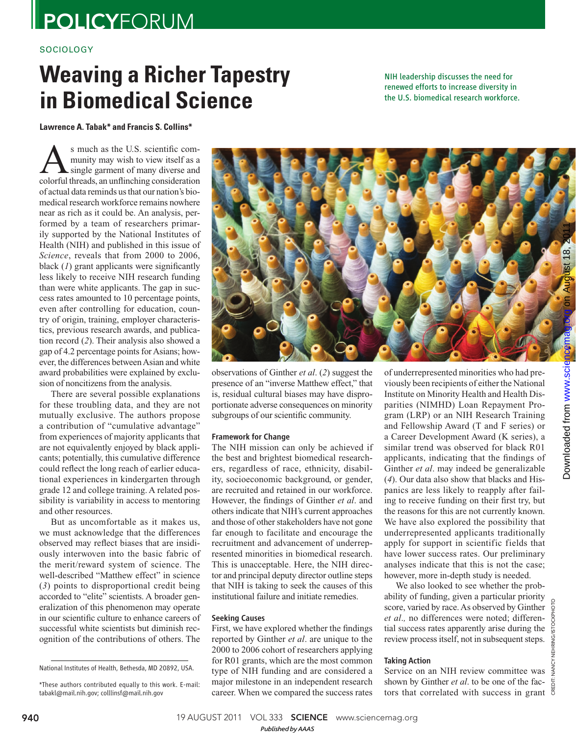POLICYFORUM

SOCIOLOGY

# Weaving a Richer Tapestry in Biomedical Science

NIH leadership discusses the need for renewed efforts to increase diversity in the U.S. biomedical research workforce.

**Lawrence A. Tabak* and Francis S. Collins***

As much as the U.S. scientific community may wish to view itself as a single garment of many diverse and colorful threads, an unflinching consideration of actual data reminds us that our nation's biomedical research workforce remains nowhere near as rich as it could be. An analysis, performed by a team of researchers primarily supported by the National Institutes of Health (NIH) and published in this issue of *Science*, reveals that from 2000 to 2006, black (*1*) grant applicants were significantly less likely to receive NIH research funding than were white applicants. The gap in success rates amounted to 10 percentage points, even after controlling for education, country of origin, training, employer characteristics, previous research awards, and publication record (*2*). Their analysis also showed a gap of 4.2 percentage points for Asians; however, the differences between Asian and white award probabilities were explained by exclusion of noncitizens from the analysis.

There are several possible explanations for these troubling data, and they are not mutually exclusive. The authors propose a contribution of "cumulative advantage" from experiences of majority applicants that are not equivalently enjoyed by black applicants; potentially, this cumulative difference could reflect the long reach of earlier educational experiences in kindergarten through grade 12 and college training. A related possibility is variability in access to mentoring and other resources.

But as uncomfortable as it makes us, we must acknowledge that the differences observed may reflect biases that are insidiously interwoven into the basic fabric of the merit/reward system of science. The well-described "Matthew effect" in science (*3*) points to disproportional credit being accorded to "elite" scientists. A broader generalization of this phenomenon may operate in our scientific culture to enhance careers of successful white scientists but diminish recognition of the contributions of others. The observations of Ginther *et al*. (*2*) suggest the presence of an "inverse Matthew effect," that is, residual cultural biases may have disproportionate adverse consequences on minority subgroups of our scientific community.

### Framework for Change

The NIH mission can only be achieved if the best and brightest biomedical researchers, regardless of race, ethnicity, disability, socioeconomic background, or gender, are recruited and retained in our workforce. However, the findings of Ginther *et al*. and others indicate that NIH's current approaches and those of other stakeholders have not gone far enough to facilitate and encourage the recruitment and advancement of underrepresented minorities in biomedical research. This is unacceptable. Here, the NIH director and principal deputy director outline steps that NIH is taking to seek the causes of this institutional failure and initiate remedies.

### Seeking Causes

First, we have explored whether the findings reported by Ginther *et al*. are unique to the 2000 to 2006 cohort of researchers applying for R01 grants, which are the most common type of NIH funding and are considered a major milestone in an independent research career. When we compared the success rates of underrepresented minorities who had previously been recipients of either the National Institute on Minority Health and Health Disparities (NIMHD) Loan Repayment Program (LRP) or an NIH Research Training and Fellowship Award (T and F series) or a Career Development Award (K series), a similar trend was observed for black R01 applicants, indicating that the findings of Ginther *et al*. may indeed be generalizable (*4*). Our data also show that blacks and Hispanics are less likely to reapply after failing to receive funding on their first try, but the reasons for this are not currently known. We have also explored the possibility that underrepresented applicants traditionally apply for support in scientific fields that have lower success rates. Our preliminary analyses indicate that this is not the case; however, more in-depth study is needed.

We also looked to see whether the probability of funding, given a particular priority score, varied by race. As observed by Ginther *et al.,* no differences were noted; differential success rates apparently arise during the review process itself, not in subsequent steps.

### Taking Action

Service on an NIH review committee was shown by Ginther *et al*. to be one of the factors that correlated with success in grant

National Institutes of Health, Bethesda, MD 20892, USA.

*These authors contributed equally to this work. E-mail: tabakl@mail.nih.gov; colllinsf@mail.nih.gov

CREDIT: NANCY NEHRING/ISTOCKPHOTO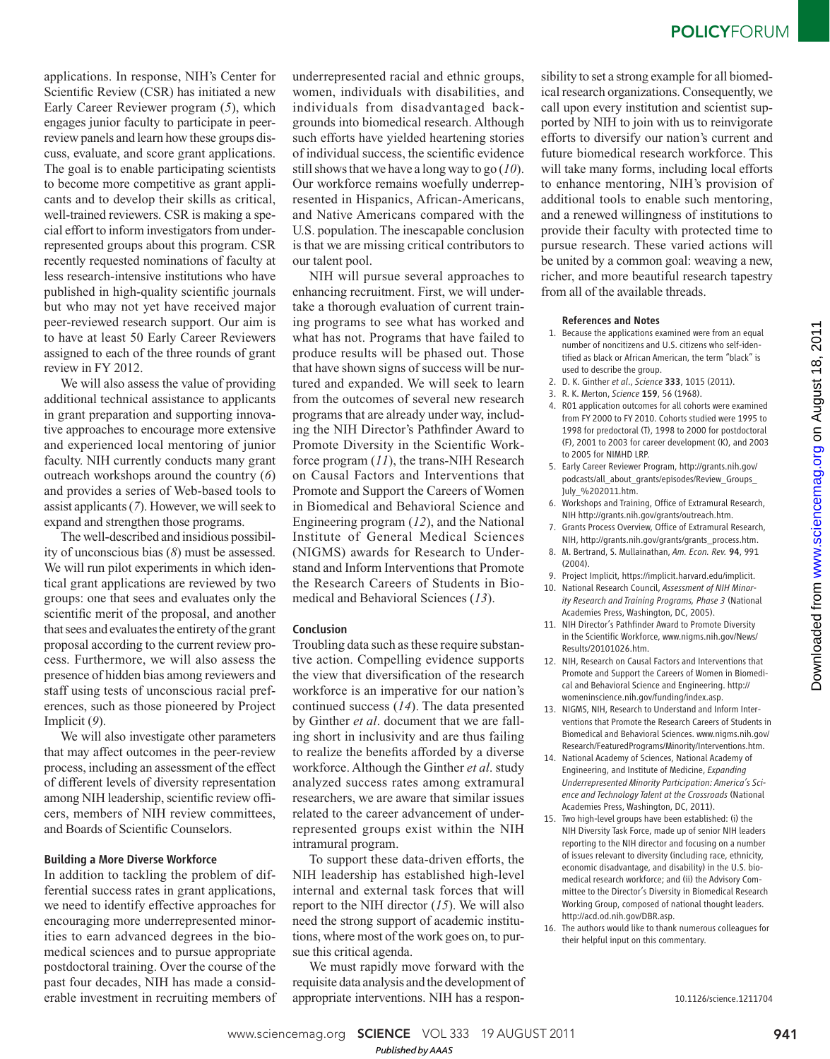applications. In response, NIH's Center for Scientific Review (CSR) has initiated a new Early Career Reviewer program (*5*), which engages junior faculty to participate in peer-review panels and learn how these groups discuss, evaluate, and score grant applications. The goal is to enable participating scientists to become more competitive as grant applicants and to develop their skills as critical, well-trained reviewers. CSR is making a special effort to inform investigators from underrepresented groups about this program. CSR recently requested nominations of faculty at less research-intensive institutions who have published in high-quality scientific journals but who may not yet have received major peer-reviewed research support. Our aim is to have at least 50 Early Career Reviewers assigned to each of the three rounds of grant review in FY 2012.

We will also assess the value of providing additional technical assistance to applicants in grant preparation and supporting innovative approaches to encourage more extensive and experienced local mentoring of junior faculty. NIH currently conducts many grant outreach workshops around the country (*6*) and provides a series of Web-based tools to assist applicants (*7*). However, we will seek to expand and strengthen those programs.

The well-described and insidious possibility of unconscious bias (*8*) must be assessed. We will run pilot experiments in which identical grant applications are reviewed by two groups: one that sees and evaluates only the scientific merit of the proposal, and another that sees and evaluates the entirety of the grant proposal according to the current review process. Furthermore, we will also assess the presence of hidden bias among reviewers and staff using tests of unconscious racial preferences, such as those pioneered by Project Implicit (*9*).

We will also investigate other parameters that may affect outcomes in the peer-review process, including an assessment of the effect of different levels of diversity representation among NIH leadership, scientific review officers, members of NIH review committees, and Boards of Scientific Counselors.

### Building a More Diverse Workforce

In addition to tackling the problem of differential success rates in grant applications, we need to identify effective approaches for encouraging more underrepresented minorities to earn advanced degrees in the biomedical sciences and to pursue appropriate postdoctoral training. Over the course of the past four decades, NIH has made a considerable investment in recruiting members of underrepresented racial and ethnic groups, women, individuals with disabilities, and individuals from disadvantaged backgrounds into biomedical research. Although such efforts have yielded heartening stories of individual success, the scientific evidence still shows that we have a long way to go (*10*). Our workforce remains woefully underrepresented in Hispanics, African-Americans, and Native Americans compared with the U.S. population. The inescapable conclusion is that we are missing critical contributors to our talent pool.

NIH will pursue several approaches to enhancing recruitment. First, we will undertake a thorough evaluation of current training programs to see what has worked and what has not. Programs that have failed to produce results will be phased out. Those that have shown signs of success will be nurtured and expanded. We will seek to learn from the outcomes of several new research programs that are already under way, including the NIH Director's Pathfinder Award to Promote Diversity in the Scientific Workforce program (*11*), the trans-NIH Research on Causal Factors and Interventions that Promote and Support the Careers of Women in Biomedical and Behavioral Science and Engineering program (*12*), and the National Institute of General Medical Sciences (NIGMS) awards for Research to Understand and Inform Interventions that Promote the Research Careers of Students in Biomedical and Behavioral Sciences (*13*).

### Conclusion

Troubling data such as these require substantive action. Compelling evidence supports the view that diversification of the research workforce is an imperative for our nation's continued success (*14*). The data presented by Ginther *et al*. document that we are falling short in inclusivity and are thus failing to realize the benefits afforded by a diverse workforce. Although the Ginther *et al*. study analyzed success rates among extramural researchers, we are aware that similar issues related to the career advancement of underrepresented groups exist within the NIH intramural program.

To support these data-driven efforts, the NIH leadership has established high-level internal and external task forces that will report to the NIH director (*15*). We will also need the strong support of academic institutions, where most of the work goes on, to pursue this critical agenda.

We must rapidly move forward with the requisite data analysis and the development of appropriate interventions. NIH has a responsibility to set a strong example for all biomedical research organizations. Consequently, we call upon every institution and scientist supported by NIH to join with us to reinvigorate efforts to diversify our nation's current and future biomedical research workforce. This will take many forms, including local efforts to enhance mentoring, NIH's provision of additional tools to enable such mentoring, and a renewed willingness of institutions to provide their faculty with protected time to pursue research. These varied actions will be united by a common goal: weaving a new, richer, and more beautiful research tapestry from all of the available threads.

#### References and Notes

1. Because the applications examined were from an equal number of noncitizens and U.S. citizens who self-identified as black or African American, the term "black" is used to describe the group.
2. D. K. Ginther *et al*., *Science* **333**, 1015 (2011).
3. R. K. Merton, *Science* **159**, 56 (1968).
4. R01 application outcomes for all cohorts were examined from FY 2000 to FY 2010. Cohorts studied were 1995 to 1998 for predoctoral (T), 1998 to 2000 for postdoctoral (F), 2001 to 2003 for career development (K), and 2003 to 2005 for NIMHD LRP.
5. Early Career Reviewer Program, http://grants.nih.gov/podcasts/all_about_grants/episodes/Review_Groups_July_%202011.htm.
6. Workshops and Training, Office of Extramural Research, NIH http://grants.nih.gov/grants/outreach.htm.
7. Grants Process Overview, Office of Extramural Research, NIH, http://grants.nih.gov/grants/grants_process.htm.
8. M. Bertrand, S. Mullainathan, *Am. Econ. Rev.* **94**, 991 (2004).
9. Project Implicit, https://implicit.harvard.edu/implicit.
10. National Research Council, *Assessment of NIH Minority Research and Training Programs, Phase 3* (National Academies Press, Washington, DC, 2005).
11. NIH Director's Pathfinder Award to Promote Diversity in the Scientific Workforce, www.nigms.nih.gov/News/Results/20101026.htm.
12. NIH, Research on Causal Factors and Interventions that Promote and Support the Careers of Women in Biomedical and Behavioral Science and Engineering. http://womeninscience.nih.gov/funding/index.asp.
13. NIGMS, NIH, Research to Understand and Inform Interventions that Promote the Research Careers of Students in Biomedical and Behavioral Sciences. www.nigms.nih.gov/Research/FeaturedPrograms/Minority/Interventions.htm.
14. National Academy of Sciences, National Academy of Engineering, and Institute of Medicine, *Expanding Underrepresented Minority Participation: America's Science and Technology Talent at the Crossroads* (National Academies Press, Washington, DC, 2011).
15. Two high-level groups have been established: (i) the NIH Diversity Task Force, made up of senior NIH leaders reporting to the NIH director and focusing on a number of issues relevant to diversity (including race, ethnicity, economic disadvantage, and disability) in the U.S. biomedical research workforce; and (ii) the Advisory Committee to the Director's Diversity in Biomedical Research Working Group, composed of national thought leaders. http://acd.od.nih.gov/DBR.asp.
16. The authors would like to thank numerous colleagues for their helpful input on this commentary.

10.1126/science.1211704